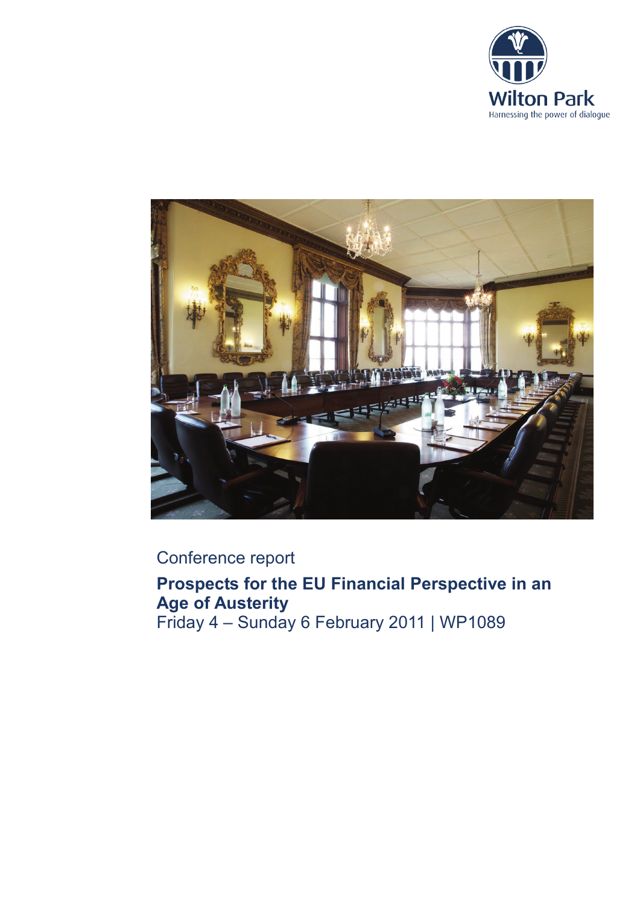Wilton Park
Harnessing the power of dialogue

Conference report

# Prospects for the EU Financial Perspective in an Age of Austerity

Friday 4 – Sunday 6 February 2011 | WP1089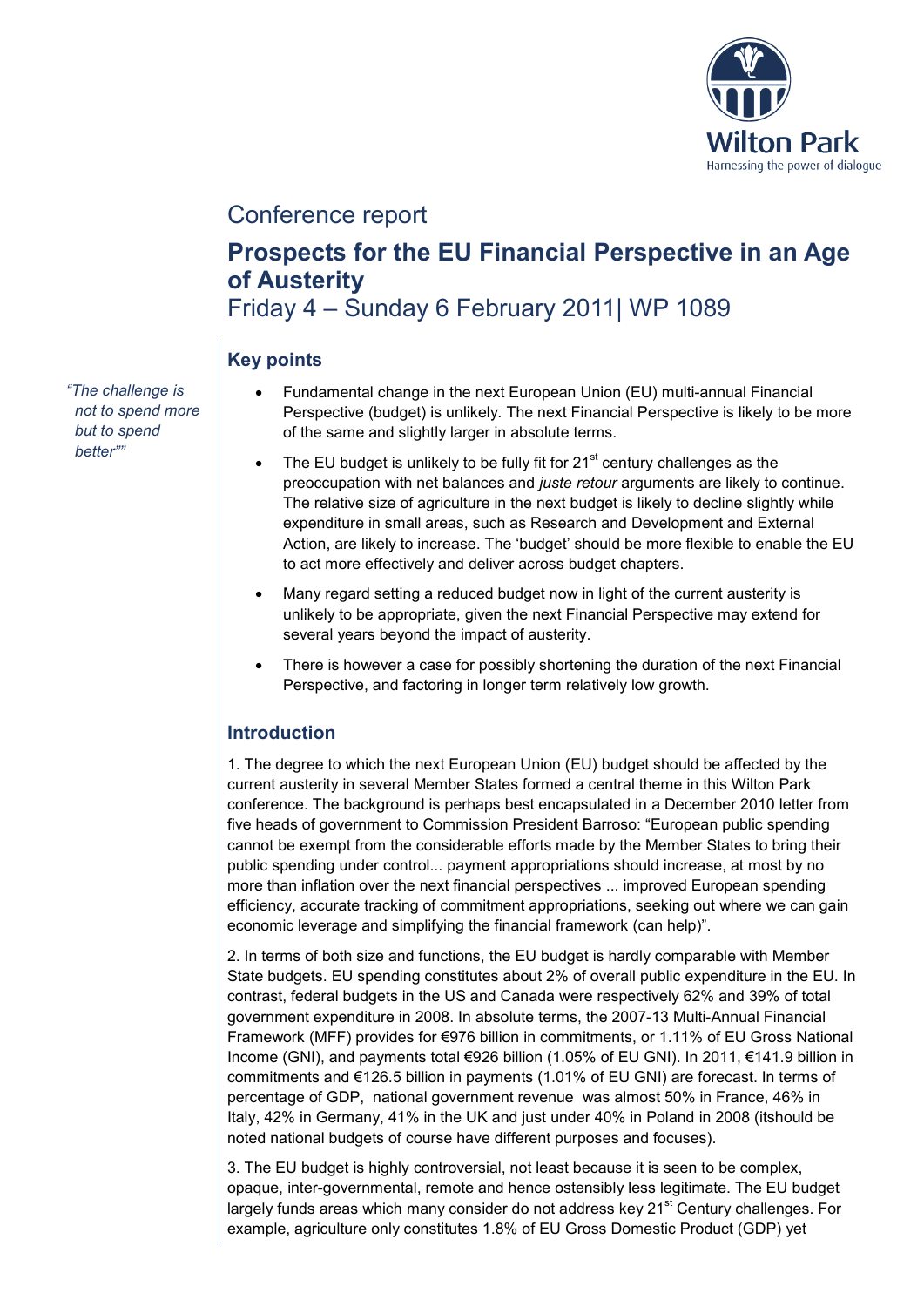Conference report

# Prospects for the EU Financial Perspective in an Age of Austerity

Friday 4 – Sunday 6 February 2011| WP 1089

*"The challenge is not to spend more but to spend better""*

## Key points

- Fundamental change in the next European Union (EU) multi-annual Financial Perspective (budget) is unlikely. The next Financial Perspective is likely to be more of the same and slightly larger in absolute terms.
- The EU budget is unlikely to be fully fit for 21st century challenges as the preoccupation with net balances and *juste retour* arguments are likely to continue. The relative size of agriculture in the next budget is likely to decline slightly while expenditure in small areas, such as Research and Development and External Action, are likely to increase. The 'budget' should be more flexible to enable the EU to act more effectively and deliver across budget chapters.
- Many regard setting a reduced budget now in light of the current austerity is unlikely to be appropriate, given the next Financial Perspective may extend for several years beyond the impact of austerity.
- There is however a case for possibly shortening the duration of the next Financial Perspective, and factoring in longer term relatively low growth.

## Introduction

1. The degree to which the next European Union (EU) budget should be affected by the current austerity in several Member States formed a central theme in this Wilton Park conference. The background is perhaps best encapsulated in a December 2010 letter from five heads of government to Commission President Barroso: "European public spending cannot be exempt from the considerable efforts made by the Member States to bring their public spending under control... payment appropriations should increase, at most by no more than inflation over the next financial perspectives ... improved European spending efficiency, accurate tracking of commitment appropriations, seeking out where we can gain economic leverage and simplifying the financial framework (can help)".

2. In terms of both size and functions, the EU budget is hardly comparable with Member State budgets. EU spending constitutes about 2% of overall public expenditure in the EU. In contrast, federal budgets in the US and Canada were respectively 62% and 39% of total government expenditure in 2008. In absolute terms, the 2007-13 Multi-Annual Financial Framework (MFF) provides for €976 billion in commitments, or 1.11% of EU Gross National Income (GNI), and payments total €926 billion (1.05% of EU GNI). In 2011, €141.9 billion in commitments and €126.5 billion in payments (1.01% of EU GNI) are forecast. In terms of percentage of GDP, national government revenue was almost 50% in France, 46% in Italy, 42% in Germany, 41% in the UK and just under 40% in Poland in 2008 (itshould be noted national budgets of course have different purposes and focuses).

3. The EU budget is highly controversial, not least because it is seen to be complex, opaque, inter-governmental, remote and hence ostensibly less legitimate. The EU budget largely funds areas which many consider do not address key 21st Century challenges. For example, agriculture only constitutes 1.8% of EU Gross Domestic Product (GDP) yet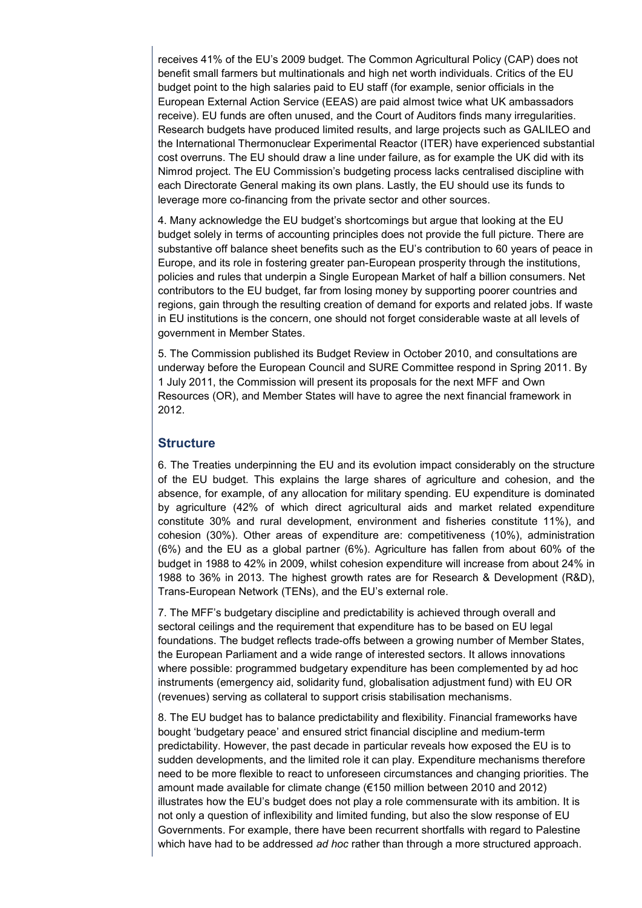receives 41% of the EU's 2009 budget. The Common Agricultural Policy (CAP) does not benefit small farmers but multinationals and high net worth individuals. Critics of the EU budget point to the high salaries paid to EU staff (for example, senior officials in the European External Action Service (EEAS) are paid almost twice what UK ambassadors receive). EU funds are often unused, and the Court of Auditors finds many irregularities. Research budgets have produced limited results, and large projects such as GALILEO and the International Thermonuclear Experimental Reactor (ITER) have experienced substantial cost overruns. The EU should draw a line under failure, as for example the UK did with its Nimrod project. The EU Commission's budgeting process lacks centralised discipline with each Directorate General making its own plans. Lastly, the EU should use its funds to leverage more co-financing from the private sector and other sources.

4. Many acknowledge the EU budget's shortcomings but argue that looking at the EU budget solely in terms of accounting principles does not provide the full picture. There are substantive off balance sheet benefits such as the EU's contribution to 60 years of peace in Europe, and its role in fostering greater pan-European prosperity through the institutions, policies and rules that underpin a Single European Market of half a billion consumers. Net contributors to the EU budget, far from losing money by supporting poorer countries and regions, gain through the resulting creation of demand for exports and related jobs. If waste in EU institutions is the concern, one should not forget considerable waste at all levels of government in Member States.

5. The Commission published its Budget Review in October 2010, and consultations are underway before the European Council and SURE Committee respond in Spring 2011. By 1 July 2011, the Commission will present its proposals for the next MFF and Own Resources (OR), and Member States will have to agree the next financial framework in 2012.

## Structure

6. The Treaties underpinning the EU and its evolution impact considerably on the structure of the EU budget. This explains the large shares of agriculture and cohesion, and the absence, for example, of any allocation for military spending. EU expenditure is dominated by agriculture (42% of which direct agricultural aids and market related expenditure constitute 30% and rural development, environment and fisheries constitute 11%), and cohesion (30%). Other areas of expenditure are: competitiveness (10%), administration (6%) and the EU as a global partner (6%). Agriculture has fallen from about 60% of the budget in 1988 to 42% in 2009, whilst cohesion expenditure will increase from about 24% in 1988 to 36% in 2013. The highest growth rates are for Research & Development (R&D), Trans-European Network (TENs), and the EU's external role.

7. The MFF's budgetary discipline and predictability is achieved through overall and sectoral ceilings and the requirement that expenditure has to be based on EU legal foundations. The budget reflects trade-offs between a growing number of Member States, the European Parliament and a wide range of interested sectors. It allows innovations where possible: programmed budgetary expenditure has been complemented by ad hoc instruments (emergency aid, solidarity fund, globalisation adjustment fund) with EU OR (revenues) serving as collateral to support crisis stabilisation mechanisms.

8. The EU budget has to balance predictability and flexibility. Financial frameworks have bought 'budgetary peace' and ensured strict financial discipline and medium-term predictability. However, the past decade in particular reveals how exposed the EU is to sudden developments, and the limited role it can play. Expenditure mechanisms therefore need to be more flexible to react to unforeseen circumstances and changing priorities. The amount made available for climate change (€150 million between 2010 and 2012) illustrates how the EU's budget does not play a role commensurate with its ambition. It is not only a question of inflexibility and limited funding, but also the slow response of EU Governments. For example, there have been recurrent shortfalls with regard to Palestine which have had to be addressed *ad hoc* rather than through a more structured approach.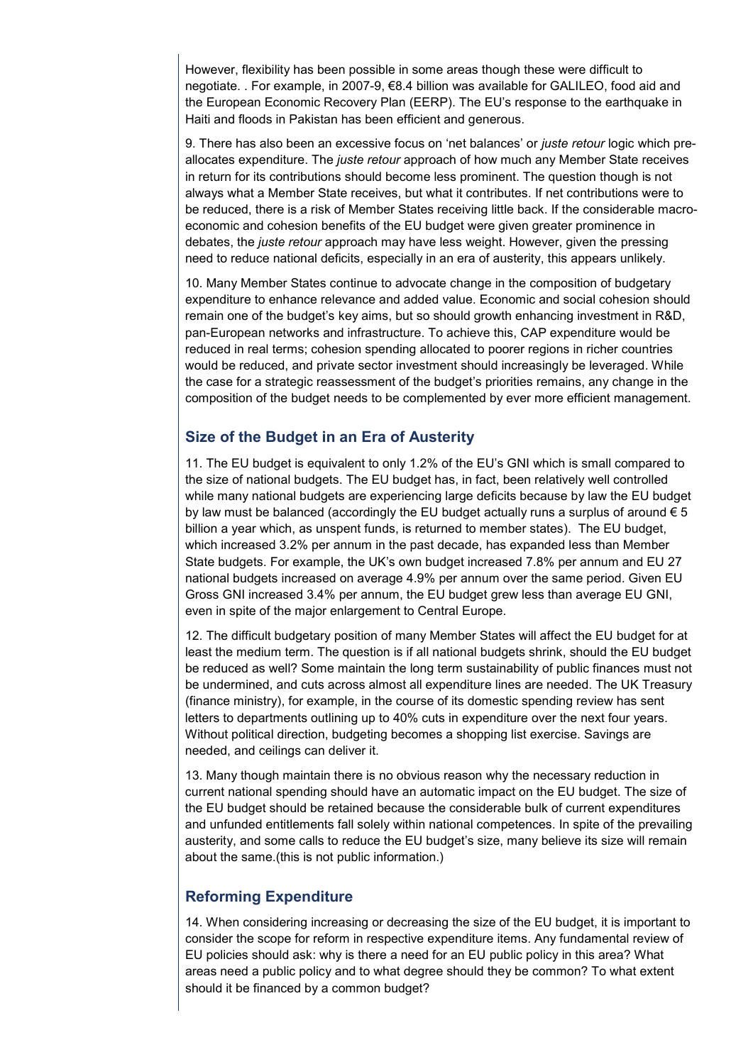However, flexibility has been possible in some areas though these were difficult to negotiate. . For example, in 2007-9, €8.4 billion was available for GALILEO, food aid and the European Economic Recovery Plan (EERP). The EU's response to the earthquake in Haiti and floods in Pakistan has been efficient and generous.

9. There has also been an excessive focus on 'net balances' or *juste retour* logic which pre-allocates expenditure. The *juste retour* approach of how much any Member State receives in return for its contributions should become less prominent. The question though is not always what a Member State receives, but what it contributes. If net contributions were to be reduced, there is a risk of Member States receiving little back. If the considerable macro-economic and cohesion benefits of the EU budget were given greater prominence in debates, the *juste retour* approach may have less weight. However, given the pressing need to reduce national deficits, especially in an era of austerity, this appears unlikely.

10. Many Member States continue to advocate change in the composition of budgetary expenditure to enhance relevance and added value. Economic and social cohesion should remain one of the budget's key aims, but so should growth enhancing investment in R&D, pan-European networks and infrastructure. To achieve this, CAP expenditure would be reduced in real terms; cohesion spending allocated to poorer regions in richer countries would be reduced, and private sector investment should increasingly be leveraged. While the case for a strategic reassessment of the budget's priorities remains, any change in the composition of the budget needs to be complemented by ever more efficient management.

## Size of the Budget in an Era of Austerity

11. The EU budget is equivalent to only 1.2% of the EU's GNI which is small compared to the size of national budgets. The EU budget has, in fact, been relatively well controlled while many national budgets are experiencing large deficits because by law the EU budget by law must be balanced (accordingly the EU budget actually runs a surplus of around € 5 billion a year which, as unspent funds, is returned to member states). The EU budget, which increased 3.2% per annum in the past decade, has expanded less than Member State budgets. For example, the UK's own budget increased 7.8% per annum and EU 27 national budgets increased on average 4.9% per annum over the same period. Given EU Gross GNI increased 3.4% per annum, the EU budget grew less than average EU GNI, even in spite of the major enlargement to Central Europe.

12. The difficult budgetary position of many Member States will affect the EU budget for at least the medium term. The question is if all national budgets shrink, should the EU budget be reduced as well? Some maintain the long term sustainability of public finances must not be undermined, and cuts across almost all expenditure lines are needed. The UK Treasury (finance ministry), for example, in the course of its domestic spending review has sent letters to departments outlining up to 40% cuts in expenditure over the next four years. Without political direction, budgeting becomes a shopping list exercise. Savings are needed, and ceilings can deliver it.

13. Many though maintain there is no obvious reason why the necessary reduction in current national spending should have an automatic impact on the EU budget. The size of the EU budget should be retained because the considerable bulk of current expenditures and unfunded entitlements fall solely within national competences. In spite of the prevailing austerity, and some calls to reduce the EU budget's size, many believe its size will remain about the same.(this is not public information.)

## Reforming Expenditure

14. When considering increasing or decreasing the size of the EU budget, it is important to consider the scope for reform in respective expenditure items. Any fundamental review of EU policies should ask: why is there a need for an EU public policy in this area? What areas need a public policy and to what degree should they be common? To what extent should it be financed by a common budget?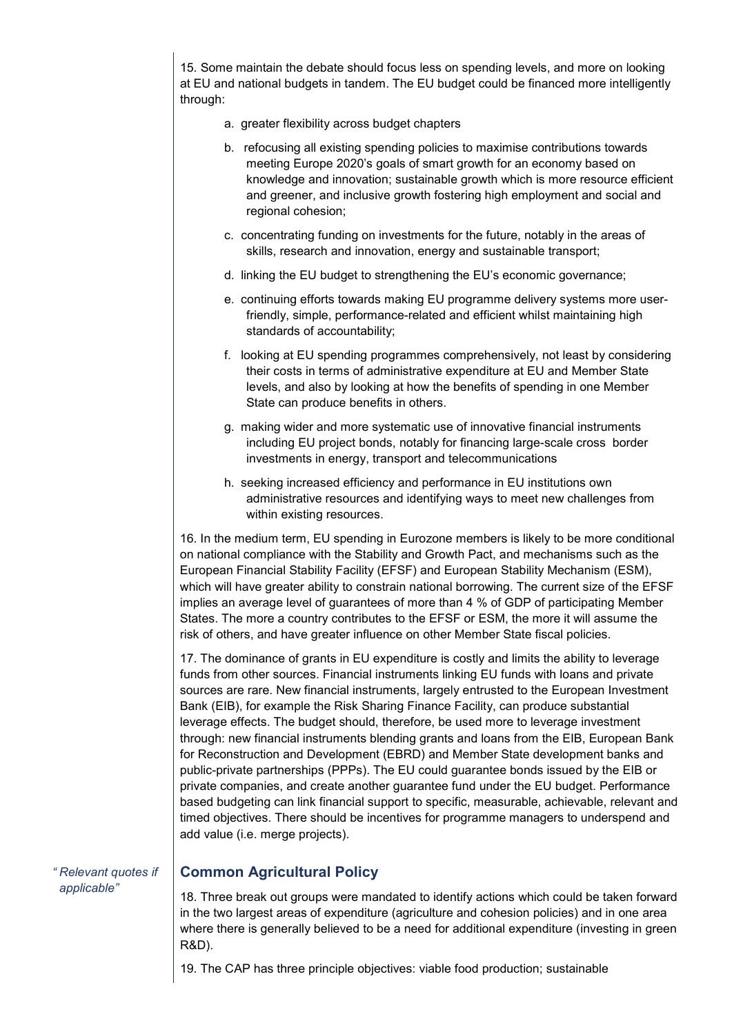15. Some maintain the debate should focus less on spending levels, and more on looking at EU and national budgets in tandem. The EU budget could be financed more intelligently through:

a. greater flexibility across budget chapters

b. refocusing all existing spending policies to maximise contributions towards meeting Europe 2020's goals of smart growth for an economy based on knowledge and innovation; sustainable growth which is more resource efficient and greener, and inclusive growth fostering high employment and social and regional cohesion;

c. concentrating funding on investments for the future, notably in the areas of skills, research and innovation, energy and sustainable transport;

d. linking the EU budget to strengthening the EU's economic governance;

e. continuing efforts towards making EU programme delivery systems more user-friendly, simple, performance-related and efficient whilst maintaining high standards of accountability;

f. looking at EU spending programmes comprehensively, not least by considering their costs in terms of administrative expenditure at EU and Member State levels, and also by looking at how the benefits of spending in one Member State can produce benefits in others.

g. making wider and more systematic use of innovative financial instruments including EU project bonds, notably for financing large-scale cross border investments in energy, transport and telecommunications

h. seeking increased efficiency and performance in EU institutions own administrative resources and identifying ways to meet new challenges from within existing resources.

16. In the medium term, EU spending in Eurozone members is likely to be more conditional on national compliance with the Stability and Growth Pact, and mechanisms such as the European Financial Stability Facility (EFSF) and European Stability Mechanism (ESM), which will have greater ability to constrain national borrowing. The current size of the EFSF implies an average level of guarantees of more than 4 % of GDP of participating Member States. The more a country contributes to the EFSF or ESM, the more it will assume the risk of others, and have greater influence on other Member State fiscal policies.

17. The dominance of grants in EU expenditure is costly and limits the ability to leverage funds from other sources. Financial instruments linking EU funds with loans and private sources are rare. New financial instruments, largely entrusted to the European Investment Bank (EIB), for example the Risk Sharing Finance Facility, can produce substantial leverage effects. The budget should, therefore, be used more to leverage investment through: new financial instruments blending grants and loans from the EIB, European Bank for Reconstruction and Development (EBRD) and Member State development banks and public-private partnerships (PPPs). The EU could guarantee bonds issued by the EIB or private companies, and create another guarantee fund under the EU budget. Performance based budgeting can link financial support to specific, measurable, achievable, relevant and timed objectives. There should be incentives for programme managers to underspend and add value (i.e. merge projects).

*"Relevant quotes if applicable"*

## Common Agricultural Policy

18. Three break out groups were mandated to identify actions which could be taken forward in the two largest areas of expenditure (agriculture and cohesion policies) and in one area where there is generally believed to be a need for additional expenditure (investing in green R&D).

19. The CAP has three principle objectives: viable food production; sustainable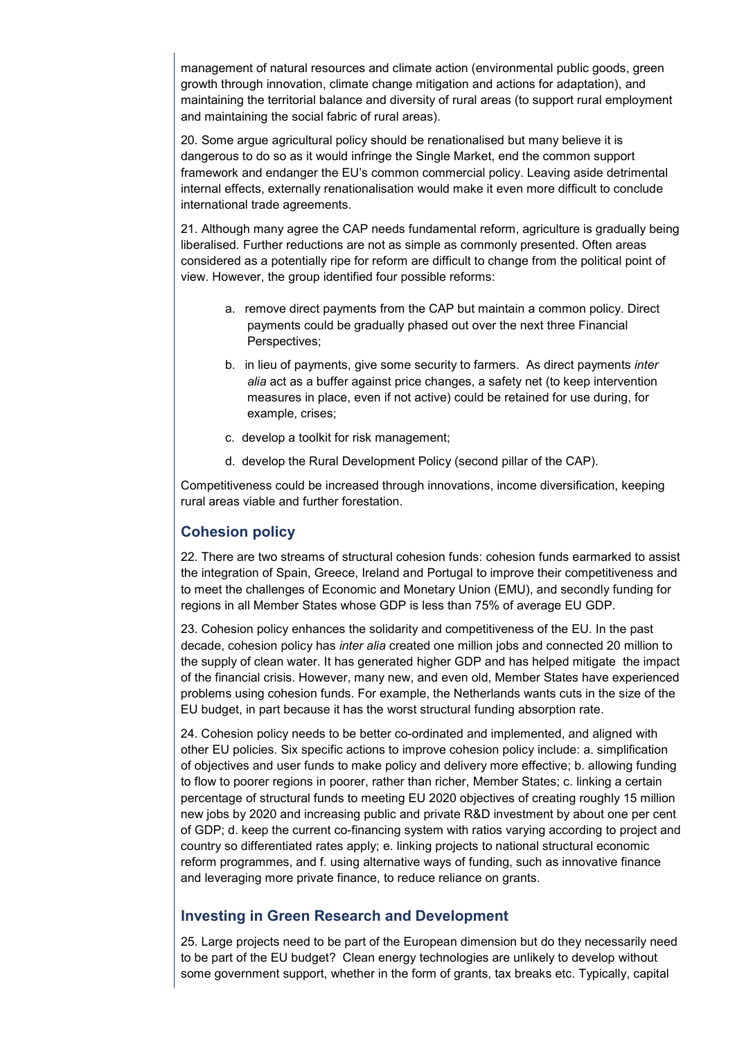management of natural resources and climate action (environmental public goods, green growth through innovation, climate change mitigation and actions for adaptation), and maintaining the territorial balance and diversity of rural areas (to support rural employment and maintaining the social fabric of rural areas).

20. Some argue agricultural policy should be renationalised but many believe it is dangerous to do so as it would infringe the Single Market, end the common support framework and endanger the EU's common commercial policy. Leaving aside detrimental internal effects, externally renationalisation would make it even more difficult to conclude international trade agreements.

21. Although many agree the CAP needs fundamental reform, agriculture is gradually being liberalised. Further reductions are not as simple as commonly presented. Often areas considered as a potentially ripe for reform are difficult to change from the political point of view. However, the group identified four possible reforms:

a. remove direct payments from the CAP but maintain a common policy. Direct payments could be gradually phased out over the next three Financial Perspectives;

b. in lieu of payments, give some security to farmers. As direct payments *inter alia* act as a buffer against price changes, a safety net (to keep intervention measures in place, even if not active) could be retained for use during, for example, crises;

c. develop a toolkit for risk management;

d. develop the Rural Development Policy (second pillar of the CAP).

Competitiveness could be increased through innovations, income diversification, keeping rural areas viable and further forestation.

## Cohesion policy

22. There are two streams of structural cohesion funds: cohesion funds earmarked to assist the integration of Spain, Greece, Ireland and Portugal to improve their competitiveness and to meet the challenges of Economic and Monetary Union (EMU), and secondly funding for regions in all Member States whose GDP is less than 75% of average EU GDP.

23. Cohesion policy enhances the solidarity and competitiveness of the EU. In the past decade, cohesion policy has *inter alia* created one million jobs and connected 20 million to the supply of clean water. It has generated higher GDP and has helped mitigate the impact of the financial crisis. However, many new, and even old, Member States have experienced problems using cohesion funds. For example, the Netherlands wants cuts in the size of the EU budget, in part because it has the worst structural funding absorption rate.

24. Cohesion policy needs to be better co-ordinated and implemented, and aligned with other EU policies. Six specific actions to improve cohesion policy include: a. simplification of objectives and user funds to make policy and delivery more effective; b. allowing funding to flow to poorer regions in poorer, rather than richer, Member States; c. linking a certain percentage of structural funds to meeting EU 2020 objectives of creating roughly 15 million new jobs by 2020 and increasing public and private R&D investment by about one per cent of GDP; d. keep the current co-financing system with ratios varying according to project and country so differentiated rates apply; e. linking projects to national structural economic reform programmes, and f. using alternative ways of funding, such as innovative finance and leveraging more private finance, to reduce reliance on grants.

## Investing in Green Research and Development

25. Large projects need to be part of the European dimension but do they necessarily need to be part of the EU budget? Clean energy technologies are unlikely to develop without some government support, whether in the form of grants, tax breaks etc. Typically, capital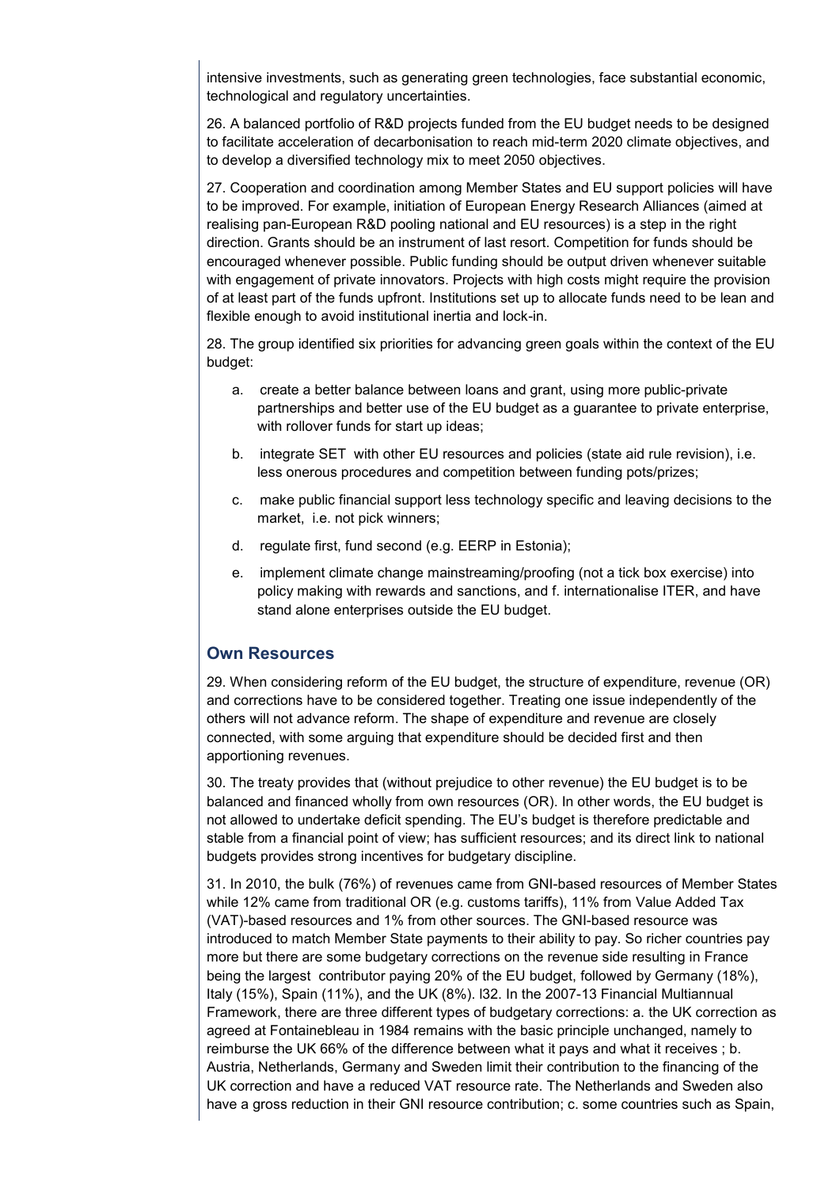intensive investments, such as generating green technologies, face substantial economic, technological and regulatory uncertainties.

26. A balanced portfolio of R&D projects funded from the EU budget needs to be designed to facilitate acceleration of decarbonisation to reach mid-term 2020 climate objectives, and to develop a diversified technology mix to meet 2050 objectives.

27. Cooperation and coordination among Member States and EU support policies will have to be improved. For example, initiation of European Energy Research Alliances (aimed at realising pan-European R&D pooling national and EU resources) is a step in the right direction. Grants should be an instrument of last resort. Competition for funds should be encouraged whenever possible. Public funding should be output driven whenever suitable with engagement of private innovators. Projects with high costs might require the provision of at least part of the funds upfront. Institutions set up to allocate funds need to be lean and flexible enough to avoid institutional inertia and lock-in.

28. The group identified six priorities for advancing green goals within the context of the EU budget:

a. create a better balance between loans and grant, using more public-private partnerships and better use of the EU budget as a guarantee to private enterprise, with rollover funds for start up ideas;

b. integrate SET with other EU resources and policies (state aid rule revision), i.e. less onerous procedures and competition between funding pots/prizes;

c. make public financial support less technology specific and leaving decisions to the market, i.e. not pick winners;

d. regulate first, fund second (e.g. EERP in Estonia);

e. implement climate change mainstreaming/proofing (not a tick box exercise) into policy making with rewards and sanctions, and f. internationalise ITER, and have stand alone enterprises outside the EU budget.

## Own Resources

29. When considering reform of the EU budget, the structure of expenditure, revenue (OR) and corrections have to be considered together. Treating one issue independently of the others will not advance reform. The shape of expenditure and revenue are closely connected, with some arguing that expenditure should be decided first and then apportioning revenues.

30. The treaty provides that (without prejudice to other revenue) the EU budget is to be balanced and financed wholly from own resources (OR). In other words, the EU budget is not allowed to undertake deficit spending. The EU's budget is therefore predictable and stable from a financial point of view; has sufficient resources; and its direct link to national budgets provides strong incentives for budgetary discipline.

31. In 2010, the bulk (76%) of revenues came from GNI-based resources of Member States while 12% came from traditional OR (e.g. customs tariffs), 11% from Value Added Tax (VAT)-based resources and 1% from other sources. The GNI-based resource was introduced to match Member State payments to their ability to pay. So richer countries pay more but there are some budgetary corrections on the revenue side resulting in France being the largest contributor paying 20% of the EU budget, followed by Germany (18%), Italy (15%), Spain (11%), and the UK (8%). l32. In the 2007-13 Financial Multiannual Framework, there are three different types of budgetary corrections: a. the UK correction as agreed at Fontainebleau in 1984 remains with the basic principle unchanged, namely to reimburse the UK 66% of the difference between what it pays and what it receives ; b. Austria, Netherlands, Germany and Sweden limit their contribution to the financing of the UK correction and have a reduced VAT resource rate. The Netherlands and Sweden also have a gross reduction in their GNI resource contribution; c. some countries such as Spain,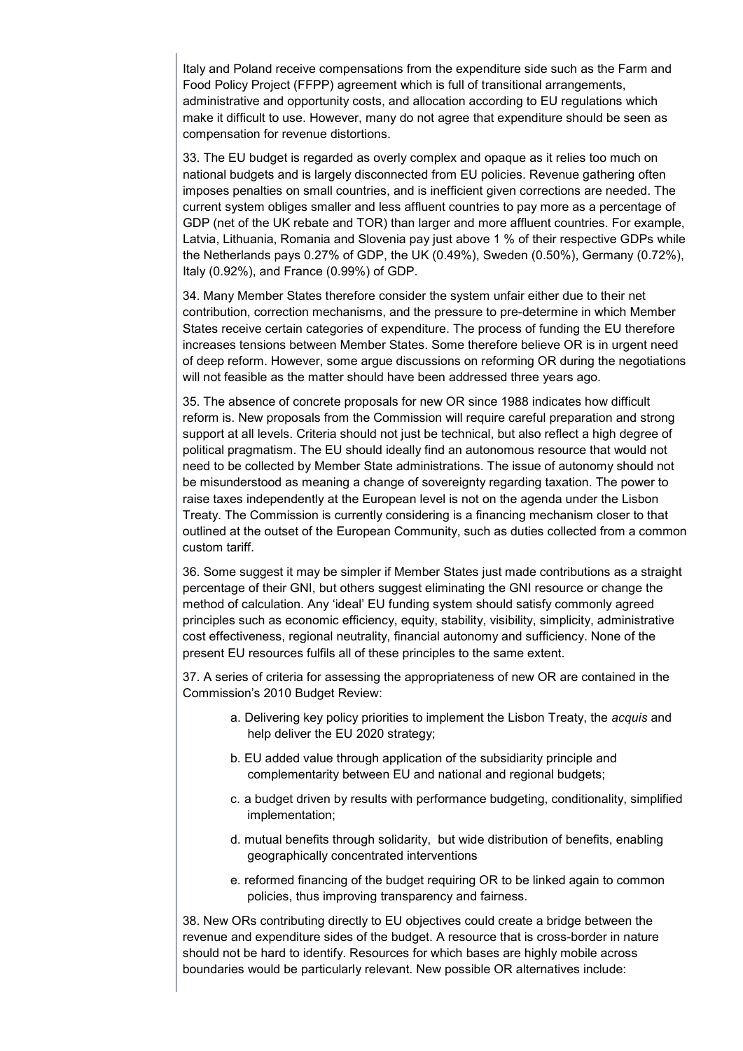Italy and Poland receive compensations from the expenditure side such as the Farm and Food Policy Project (FFPP) agreement which is full of transitional arrangements, administrative and opportunity costs, and allocation according to EU regulations which make it difficult to use. However, many do not agree that expenditure should be seen as compensation for revenue distortions.

33. The EU budget is regarded as overly complex and opaque as it relies too much on national budgets and is largely disconnected from EU policies. Revenue gathering often imposes penalties on small countries, and is inefficient given corrections are needed. The current system obliges smaller and less affluent countries to pay more as a percentage of GDP (net of the UK rebate and TOR) than larger and more affluent countries. For example, Latvia, Lithuania, Romania and Slovenia pay just above 1 % of their respective GDPs while the Netherlands pays 0.27% of GDP, the UK (0.49%), Sweden (0.50%), Germany (0.72%), Italy (0.92%), and France (0.99%) of GDP.

34. Many Member States therefore consider the system unfair either due to their net contribution, correction mechanisms, and the pressure to pre-determine in which Member States receive certain categories of expenditure. The process of funding the EU therefore increases tensions between Member States. Some therefore believe OR is in urgent need of deep reform. However, some argue discussions on reforming OR during the negotiations will not feasible as the matter should have been addressed three years ago.

35. The absence of concrete proposals for new OR since 1988 indicates how difficult reform is. New proposals from the Commission will require careful preparation and strong support at all levels. Criteria should not just be technical, but also reflect a high degree of political pragmatism. The EU should ideally find an autonomous resource that would not need to be collected by Member State administrations. The issue of autonomy should not be misunderstood as meaning a change of sovereignty regarding taxation. The power to raise taxes independently at the European level is not on the agenda under the Lisbon Treaty. The Commission is currently considering is a financing mechanism closer to that outlined at the outset of the European Community, such as duties collected from a common custom tariff.

36. Some suggest it may be simpler if Member States just made contributions as a straight percentage of their GNI, but others suggest eliminating the GNI resource or change the method of calculation. Any 'ideal' EU funding system should satisfy commonly agreed principles such as economic efficiency, equity, stability, visibility, simplicity, administrative cost effectiveness, regional neutrality, financial autonomy and sufficiency. None of the present EU resources fulfils all of these principles to the same extent.

37. A series of criteria for assessing the appropriateness of new OR are contained in the Commission's 2010 Budget Review:

a. Delivering key policy priorities to implement the Lisbon Treaty, the *acquis* and help deliver the EU 2020 strategy;

b. EU added value through application of the subsidiarity principle and complementarity between EU and national and regional budgets;

c. a budget driven by results with performance budgeting, conditionality, simplified implementation;

d. mutual benefits through solidarity, but wide distribution of benefits, enabling geographically concentrated interventions

e. reformed financing of the budget requiring OR to be linked again to common policies, thus improving transparency and fairness.

38. New ORs contributing directly to EU objectives could create a bridge between the revenue and expenditure sides of the budget. A resource that is cross-border in nature should not be hard to identify. Resources for which bases are highly mobile across boundaries would be particularly relevant. New possible OR alternatives include: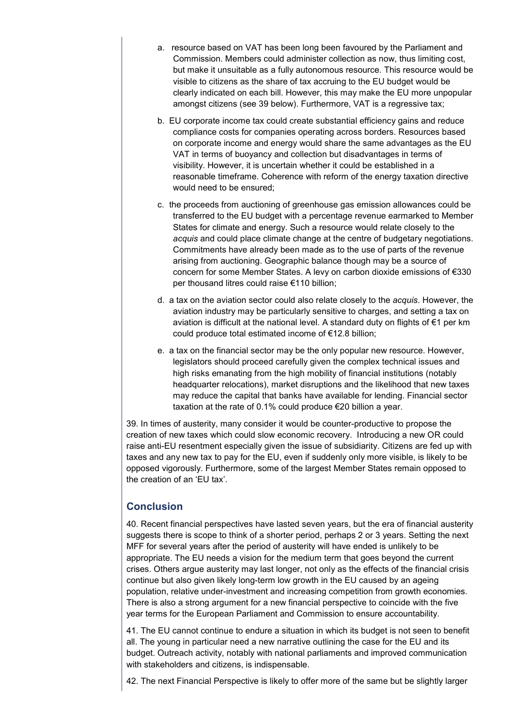a. resource based on VAT has been long been favoured by the Parliament and Commission. Members could administer collection as now, thus limiting cost, but make it unsuitable as a fully autonomous resource. This resource would be visible to citizens as the share of tax accruing to the EU budget would be clearly indicated on each bill. However, this may make the EU more unpopular amongst citizens (see 39 below). Furthermore, VAT is a regressive tax;

b. EU corporate income tax could create substantial efficiency gains and reduce compliance costs for companies operating across borders. Resources based on corporate income and energy would share the same advantages as the EU VAT in terms of buoyancy and collection but disadvantages in terms of visibility. However, it is uncertain whether it could be established in a reasonable timeframe. Coherence with reform of the energy taxation directive would need to be ensured;

c. the proceeds from auctioning of greenhouse gas emission allowances could be transferred to the EU budget with a percentage revenue earmarked to Member States for climate and energy. Such a resource would relate closely to the *acquis* and could place climate change at the centre of budgetary negotiations. Commitments have already been made as to the use of parts of the revenue arising from auctioning. Geographic balance though may be a source of concern for some Member States. A levy on carbon dioxide emissions of €330 per thousand litres could raise €110 billion;

d. a tax on the aviation sector could also relate closely to the *acquis*. However, the aviation industry may be particularly sensitive to charges, and setting a tax on aviation is difficult at the national level. A standard duty on flights of €1 per km could produce total estimated income of €12.8 billion;

e. a tax on the financial sector may be the only popular new resource. However, legislators should proceed carefully given the complex technical issues and high risks emanating from the high mobility of financial institutions (notably headquarter relocations), market disruptions and the likelihood that new taxes may reduce the capital that banks have available for lending. Financial sector taxation at the rate of 0.1% could produce €20 billion a year.

39. In times of austerity, many consider it would be counter-productive to propose the creation of new taxes which could slow economic recovery. Introducing a new OR could raise anti-EU resentment especially given the issue of subsidiarity. Citizens are fed up with taxes and any new tax to pay for the EU, even if suddenly only more visible, is likely to be opposed vigorously. Furthermore, some of the largest Member States remain opposed to the creation of an 'EU tax'.

## Conclusion

40. Recent financial perspectives have lasted seven years, but the era of financial austerity suggests there is scope to think of a shorter period, perhaps 2 or 3 years. Setting the next MFF for several years after the period of austerity will have ended is unlikely to be appropriate. The EU needs a vision for the medium term that goes beyond the current crises. Others argue austerity may last longer, not only as the effects of the financial crisis continue but also given likely long-term low growth in the EU caused by an ageing population, relative under-investment and increasing competition from growth economies. There is also a strong argument for a new financial perspective to coincide with the five year terms for the European Parliament and Commission to ensure accountability.

41. The EU cannot continue to endure a situation in which its budget is not seen to benefit all. The young in particular need a new narrative outlining the case for the EU and its budget. Outreach activity, notably with national parliaments and improved communication with stakeholders and citizens, is indispensable.

42. The next Financial Perspective is likely to offer more of the same but be slightly larger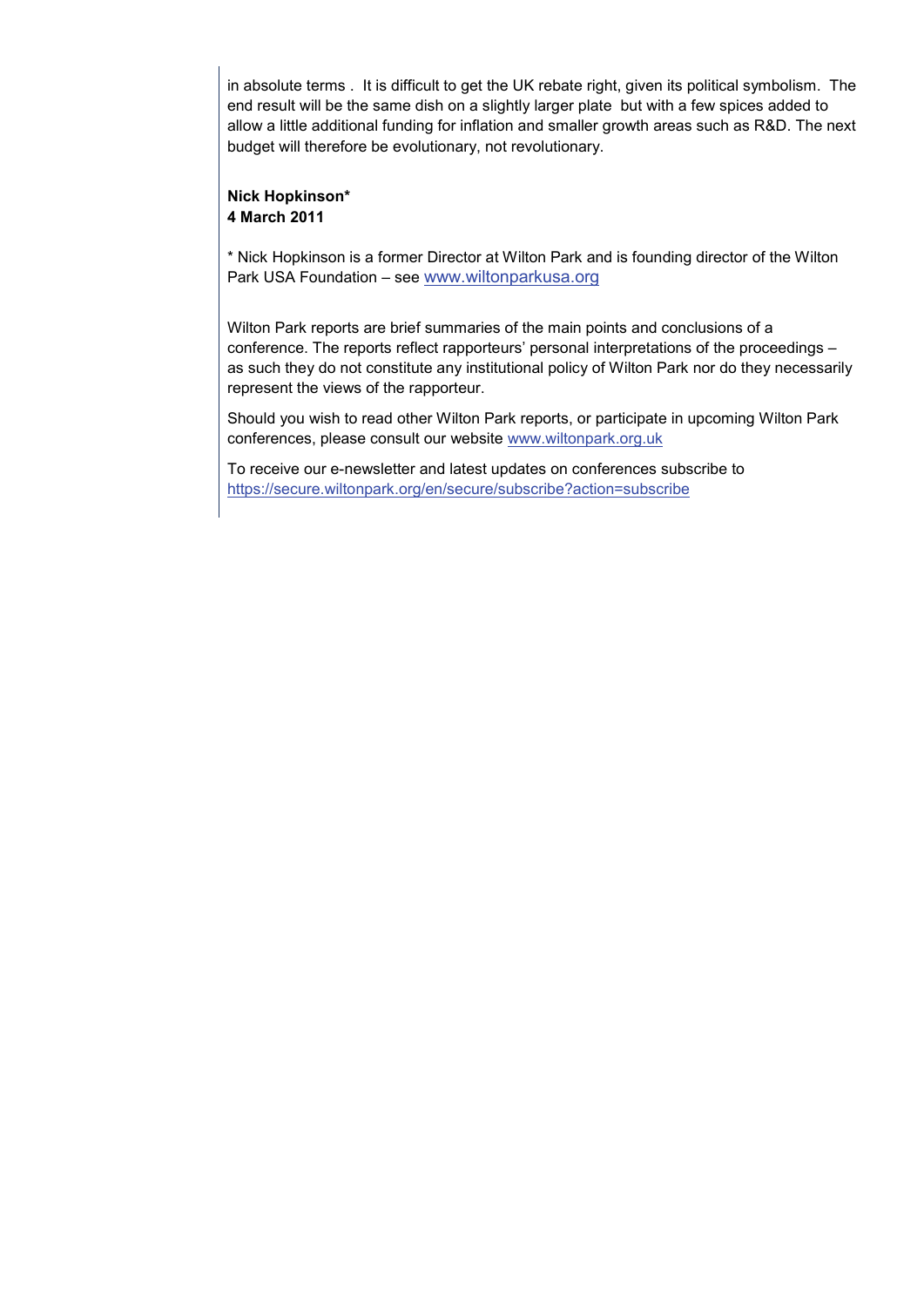in absolute terms . It is difficult to get the UK rebate right, given its political symbolism. The end result will be the same dish on a slightly larger plate but with a few spices added to allow a little additional funding for inflation and smaller growth areas such as R&D. The next budget will therefore be evolutionary, not revolutionary.

**Nick Hopkinson***
**4 March 2011**

* Nick Hopkinson is a former Director at Wilton Park and is founding director of the Wilton Park USA Foundation – see www.wiltonparkusa.org

Wilton Park reports are brief summaries of the main points and conclusions of a conference. The reports reflect rapporteurs' personal interpretations of the proceedings – as such they do not constitute any institutional policy of Wilton Park nor do they necessarily represent the views of the rapporteur.

Should you wish to read other Wilton Park reports, or participate in upcoming Wilton Park conferences, please consult our website www.wiltonpark.org.uk

To receive our e-newsletter and latest updates on conferences subscribe to https://secure.wiltonpark.org/en/secure/subscribe?action=subscribe